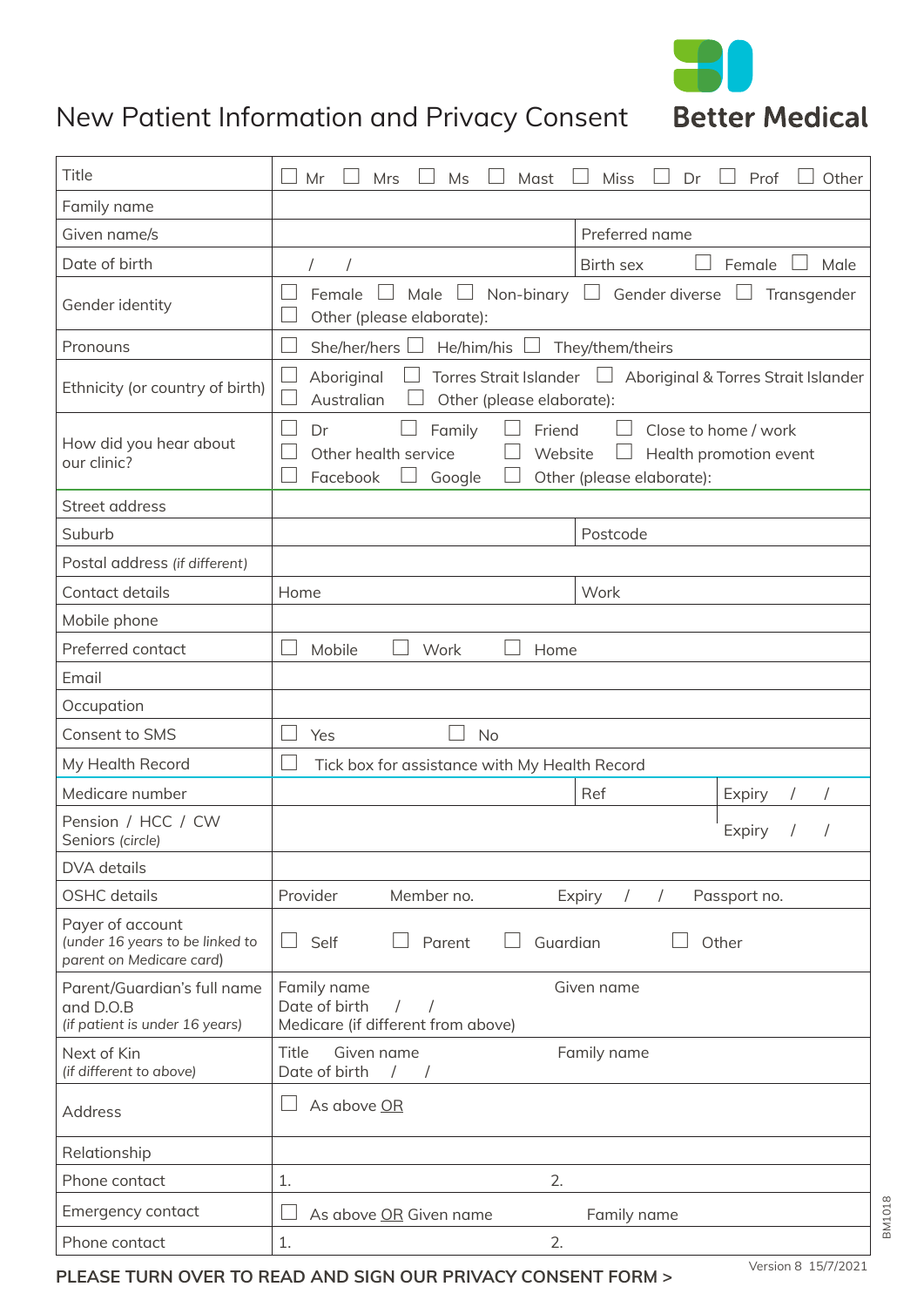# New Patient Information and Privacy Consent

**Better Medical**

| | |
|---|---|
| Title | ☐ Mr ☐ Mrs ☐ Ms ☐ Mast ☐ Miss ☐ Dr ☐ Prof ☐ Other |
| Family name | |
| Given name/s | Preferred name |
| Date of birth | / / Birth sex ☐ Female ☐ Male |
| Gender identity | ☐ Female ☐ Male ☐ Non-binary ☐ Gender diverse ☐ Transgender ☐ Other (please elaborate): |
| Pronouns | ☐ She/her/hers ☐ He/him/his ☐ They/them/theirs |
| Ethnicity (or country of birth) | ☐ Aboriginal ☐ Torres Strait Islander ☐ Aboriginal & Torres Strait Islander ☐ Australian ☐ Other (please elaborate): |
| How did you hear about our clinic? | ☐ Dr ☐ Family ☐ Friend ☐ Close to home / work ☐ Other health service ☐ Website ☐ Health promotion event ☐ Facebook ☐ Google ☐ Other (please elaborate): |
| Street address | |
| Suburb | Postcode |
| Postal address *(if different)* | |
| Contact details | Home Work |
| Mobile phone | |
| Preferred contact | ☐ Mobile ☐ Work ☐ Home |
| Email | |
| Occupation | |
| Consent to SMS | ☐ Yes ☐ No |
| My Health Record | ☐ Tick box for assistance with My Health Record |
| Medicare number | Ref Expiry / / |
| Pension / HCC / CW Seniors *(circle)* | Expiry / / |
| DVA details | |
| OSHC details | Provider Member no. Expiry / / Passport no. |
| Payer of account *(under 16 years to be linked to parent on Medicare card)* | ☐ Self ☐ Parent ☐ Guardian ☐ Other |
| Parent/Guardian's full name and D.O.B *(if patient is under 16 years)* | Family name Given name Date of birth / / Medicare (if different from above) |
| Next of Kin *(if different to above)* | Title Given name Family name Date of birth / / |
| Address | ☐ As above <u>OR</u> |
| Relationship | |
| Phone contact | 1. 2. |
| Emergency contact | ☐ As above <u>OR</u> Given name Family name |
| Phone contact | 1. 2. |

**PLEASE TURN OVER TO READ AND SIGN OUR PRIVACY CONSENT FORM >**

Version 8 15/7/2021

BM1018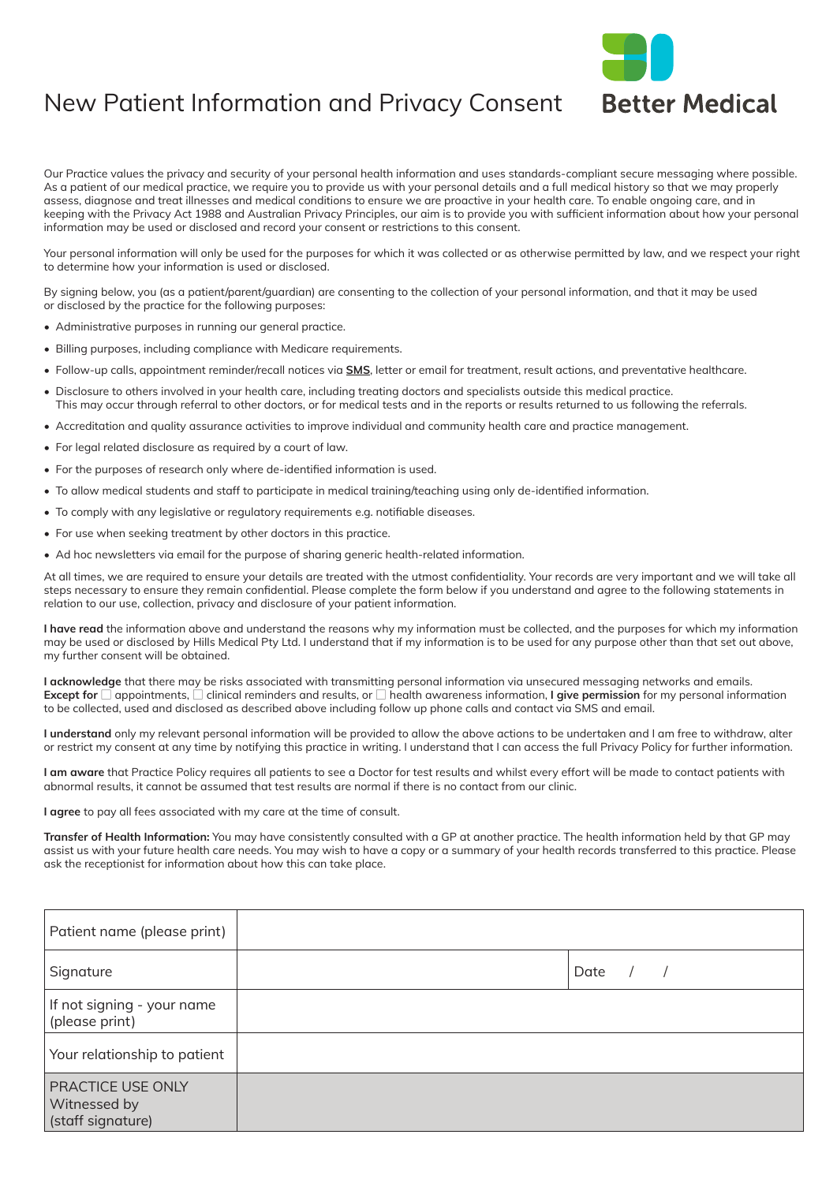# New Patient Information and Privacy Consent

Better Medical

Our Practice values the privacy and security of your personal health information and uses standards-compliant secure messaging where possible. As a patient of our medical practice, we require you to provide us with your personal details and a full medical history so that we may properly assess, diagnose and treat illnesses and medical conditions to ensure we are proactive in your health care. To enable ongoing care, and in keeping with the Privacy Act 1988 and Australian Privacy Principles, our aim is to provide you with sufficient information about how your personal information may be used or disclosed and record your consent or restrictions to this consent.

Your personal information will only be used for the purposes for which it was collected or as otherwise permitted by law, and we respect your right to determine how your information is used or disclosed.

By signing below, you (as a patient/parent/guardian) are consenting to the collection of your personal information, and that it may be used or disclosed by the practice for the following purposes:

- Administrative purposes in running our general practice.
- Billing purposes, including compliance with Medicare requirements.
- Follow-up calls, appointment reminder/recall notices via **SMS**, letter or email for treatment, result actions, and preventative healthcare.
- Disclosure to others involved in your health care, including treating doctors and specialists outside this medical practice. This may occur through referral to other doctors, or for medical tests and in the reports or results returned to us following the referrals.
- Accreditation and quality assurance activities to improve individual and community health care and practice management.
- For legal related disclosure as required by a court of law.
- For the purposes of research only where de-identified information is used.
- To allow medical students and staff to participate in medical training/teaching using only de-identified information.
- To comply with any legislative or regulatory requirements e.g. notifiable diseases.
- For use when seeking treatment by other doctors in this practice.
- Ad hoc newsletters via email for the purpose of sharing generic health-related information.

At all times, we are required to ensure your details are treated with the utmost confidentiality. Your records are very important and we will take all steps necessary to ensure they remain confidential. Please complete the form below if you understand and agree to the following statements in relation to our use, collection, privacy and disclosure of your patient information.

**I have read** the information above and understand the reasons why my information must be collected, and the purposes for which my information may be used or disclosed by Hills Medical Pty Ltd. I understand that if my information is to be used for any purpose other than that set out above, my further consent will be obtained.

**I acknowledge** that there may be risks associated with transmitting personal information via unsecured messaging networks and emails. **Except for** ☐ appointments, ☐ clinical reminders and results, or ☐ health awareness information, **I give permission** for my personal information to be collected, used and disclosed as described above including follow up phone calls and contact via SMS and email.

**I understand** only my relevant personal information will be provided to allow the above actions to be undertaken and I am free to withdraw, alter or restrict my consent at any time by notifying this practice in writing. I understand that I can access the full Privacy Policy for further information.

**I am aware** that Practice Policy requires all patients to see a Doctor for test results and whilst every effort will be made to contact patients with abnormal results, it cannot be assumed that test results are normal if there is no contact from our clinic.

**I agree** to pay all fees associated with my care at the time of consult.

**Transfer of Health Information:** You may have consistently consulted with a GP at another practice. The health information held by that GP may assist us with your future health care needs. You may wish to have a copy or a summary of your health records transferred to this practice. Please ask the receptionist for information about how this can take place.

| | | |
|---|---|---|
| Patient name (please print) | | |
| Signature | | Date / / |
| If not signing - your name (please print) | | |
| Your relationship to patient | | |
| PRACTICE USE ONLY Witnessed by (staff signature) | | |